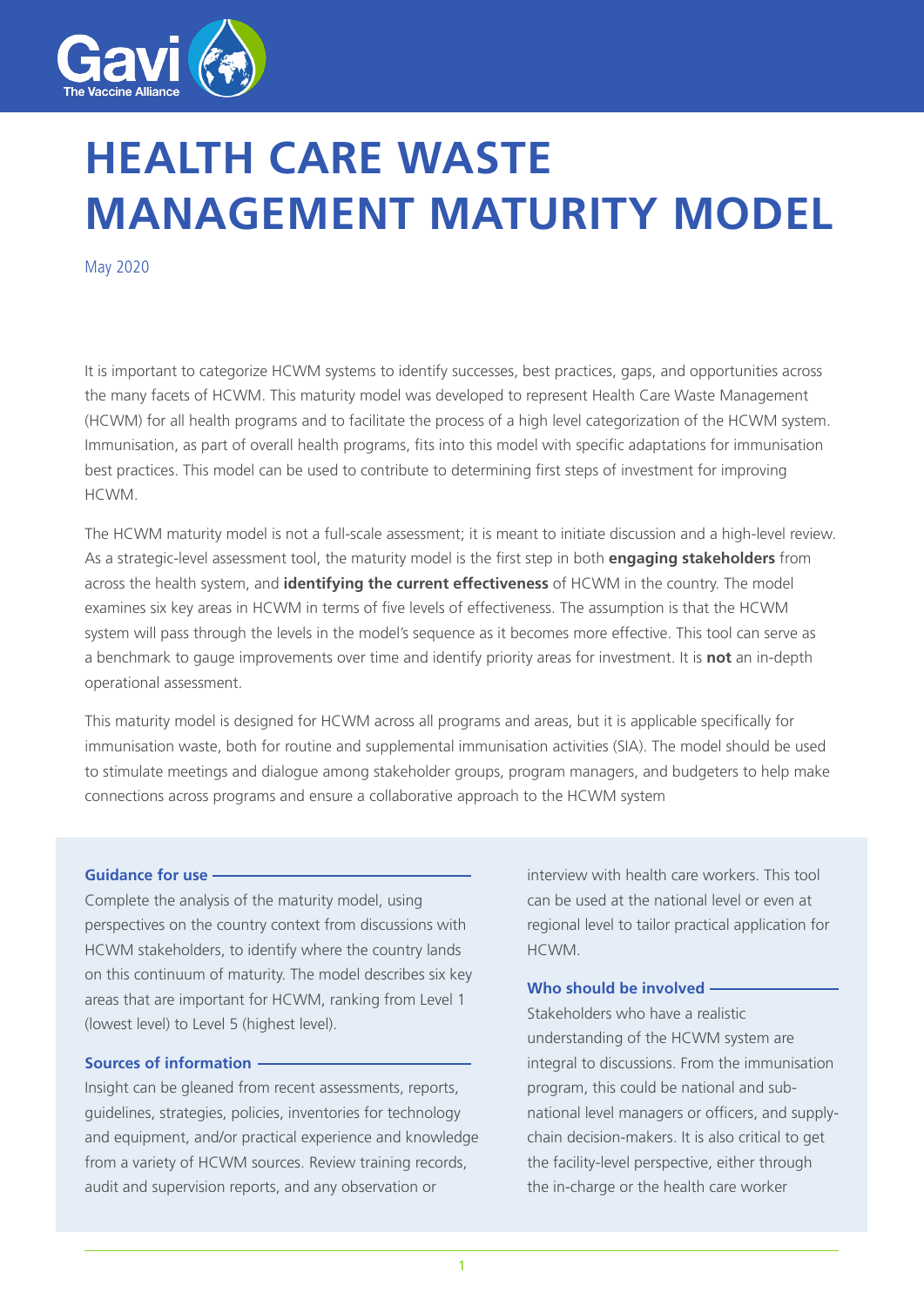# HEALTH CARE WASTE MANAGEMENT MATURITY MODEL

May 2020

It is important to categorize HCWM systems to identify successes, best practices, gaps, and opportunities across the many facets of HCWM. This maturity model was developed to represent Health Care Waste Management (HCWM) for all health programs and to facilitate the process of a high level categorization of the HCWM system. Immunisation, as part of overall health programs, fits into this model with specific adaptations for immunisation best practices. This model can be used to contribute to determining first steps of investment for improving HCWM.

The HCWM maturity model is not a full-scale assessment; it is meant to initiate discussion and a high-level review. As a strategic-level assessment tool, the maturity model is the first step in both **engaging stakeholders** from across the health system, and **identifying the current effectiveness** of HCWM in the country. The model examines six key areas in HCWM in terms of five levels of effectiveness. The assumption is that the HCWM system will pass through the levels in the model's sequence as it becomes more effective. This tool can serve as a benchmark to gauge improvements over time and identify priority areas for investment. It is **not** an in-depth operational assessment.

This maturity model is designed for HCWM across all programs and areas, but it is applicable specifically for immunisation waste, both for routine and supplemental immunisation activities (SIA). The model should be used to stimulate meetings and dialogue among stakeholder groups, program managers, and budgeters to help make connections across programs and ensure a collaborative approach to the HCWM system

### Guidance for use

Complete the analysis of the maturity model, using perspectives on the country context from discussions with HCWM stakeholders, to identify where the country lands on this continuum of maturity. The model describes six key areas that are important for HCWM, ranking from Level 1 (lowest level) to Level 5 (highest level).

### Sources of information

Insight can be gleaned from recent assessments, reports, guidelines, strategies, policies, inventories for technology and equipment, and/or practical experience and knowledge from a variety of HCWM sources. Review training records, audit and supervision reports, and any observation or interview with health care workers. This tool can be used at the national level or even at regional level to tailor practical application for HCWM.

### Who should be involved

Stakeholders who have a realistic understanding of the HCWM system are integral to discussions. From the immunisation program, this could be national and sub-national level managers or officers, and supply-chain decision-makers. It is also critical to get the facility-level perspective, either through the in-charge or the health care worker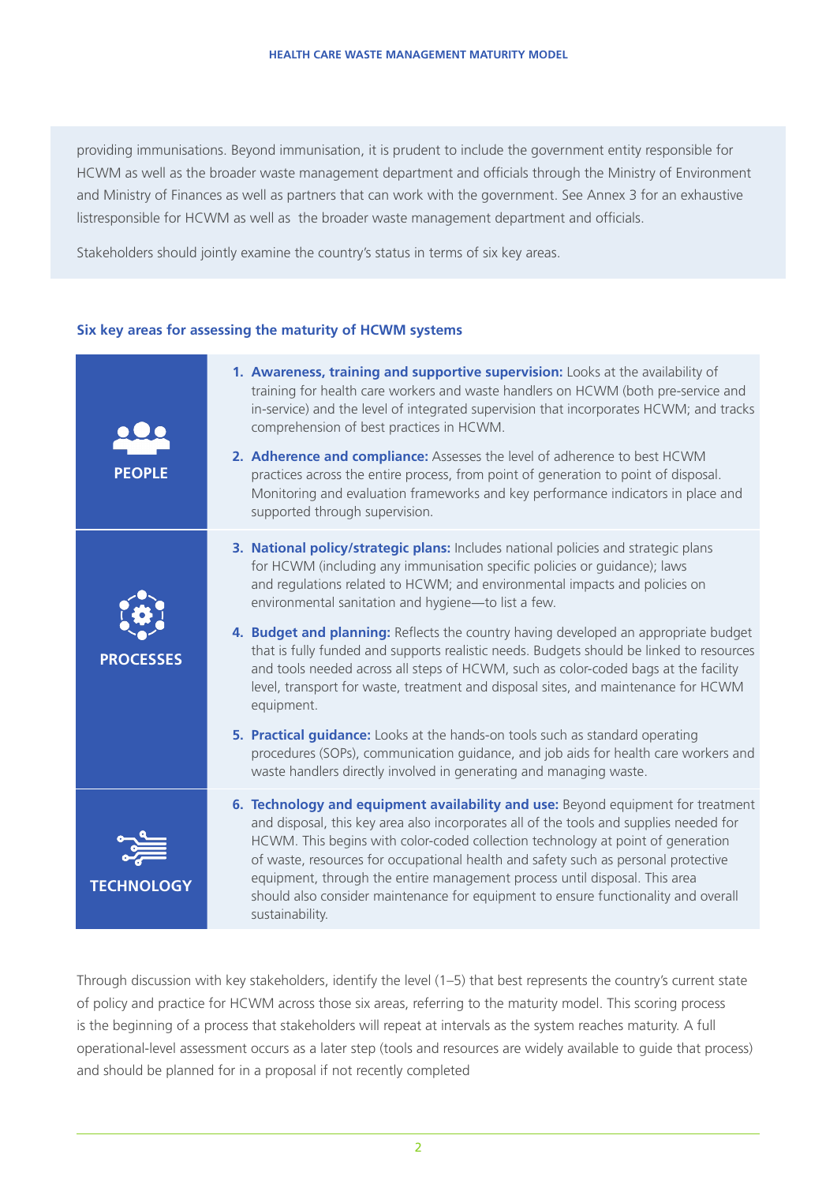providing immunisations. Beyond immunisation, it is prudent to include the government entity responsible for HCWM as well as the broader waste management department and officials through the Ministry of Environment and Ministry of Finances as well as partners that can work with the government. See Annex 3 for an exhaustive listresponsible for HCWM as well as  the broader waste management department and officials.

Stakeholders should jointly examine the country's status in terms of six key areas.

### Six key areas for assessing the maturity of HCWM systems

| | |
|---|---|
| **PEOPLE** | 1. **Awareness, training and supportive supervision:** Looks at the availability of training for health care workers and waste handlers on HCWM (both pre-service and in-service) and the level of integrated supervision that incorporates HCWM; and tracks comprehension of best practices in HCWM.<br>2. **Adherence and compliance:** Assesses the level of adherence to best HCWM practices across the entire process, from point of generation to point of disposal. Monitoring and evaluation frameworks and key performance indicators in place and supported through supervision. |
| **PROCESSES** | 3. **National policy/strategic plans:** Includes national policies and strategic plans for HCWM (including any immunisation specific policies or guidance); laws and regulations related to HCWM; and environmental impacts and policies on environmental sanitation and hygiene—to list a few.<br>4. **Budget and planning:** Reflects the country having developed an appropriate budget that is fully funded and supports realistic needs. Budgets should be linked to resources and tools needed across all steps of HCWM, such as color-coded bags at the facility level, transport for waste, treatment and disposal sites, and maintenance for HCWM equipment.<br>5. **Practical guidance:** Looks at the hands-on tools such as standard operating procedures (SOPs), communication guidance, and job aids for health care workers and waste handlers directly involved in generating and managing waste. |
| **TECHNOLOGY** | 6. **Technology and equipment availability and use:** Beyond equipment for treatment and disposal, this key area also incorporates all of the tools and supplies needed for HCWM. This begins with color-coded collection technology at point of generation of waste, resources for occupational health and safety such as personal protective equipment, through the entire management process until disposal. This area should also consider maintenance for equipment to ensure functionality and overall sustainability. |

Through discussion with key stakeholders, identify the level (1–5) that best represents the country's current state of policy and practice for HCWM across those six areas, referring to the maturity model. This scoring process is the beginning of a process that stakeholders will repeat at intervals as the system reaches maturity. A full operational-level assessment occurs as a later step (tools and resources are widely available to guide that process) and should be planned for in a proposal if not recently completed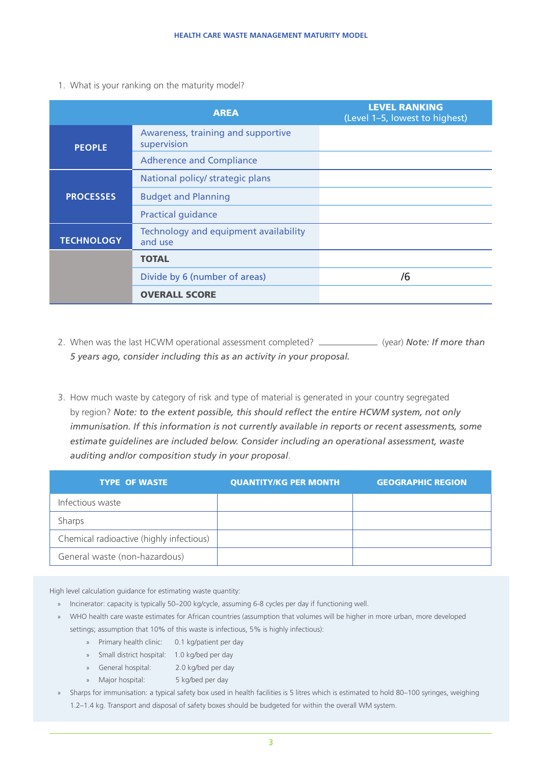1. What is your ranking on the maturity model?

| | AREA | LEVEL RANKING (Level 1–5, lowest to highest) |
|---|---|---|
| **PEOPLE** | Awareness, training and supportive supervision | |
| | Adherence and Compliance | |
| **PROCESSES** | National policy/ strategic plans | |
| | Budget and Planning | |
| | Practical guidance | |
| **TECHNOLOGY** | Technology and equipment availability and use | |
| | **TOTAL** | |
| | Divide by 6 (number of areas) | /6 |
| | **OVERALL SCORE** | |

2. When was the last HCWM operational assessment completed? ____________ (year) *Note: If more than 5 years ago, consider including this as an activity in your proposal.*

3. How much waste by category of risk and type of material is generated in your country segregated by region? *Note: to the extent possible, this should reflect the entire HCWM system, not only immunisation. If this information is not currently available in reports or recent assessments, some estimate guidelines are included below. Consider including an operational assessment, waste auditing and/or composition study in your proposal*.

| TYPE OF WASTE | QUANTITY/KG PER MONTH | GEOGRAPHIC REGION |
|---|---|---|
| Infectious waste | | |
| Sharps | | |
| Chemical radioactive (highly infectious) | | |
| General waste (non-hazardous) | | |

High level calculation guidance for estimating waste quantity:

- Incinerator: capacity is typically 50–200 kg/cycle, assuming 6-8 cycles per day if functioning well.
- WHO health care waste estimates for African countries (assumption that volumes will be higher in more urban, more developed settings; assumption that 10% of this waste is infectious, 5% is highly infectious):
  - Primary health clinic: 0.1 kg/patient per day
  - Small district hospital: 1.0 kg/bed per day
  - General hospital: 2.0 kg/bed per day
  - Major hospital: 5 kg/bed per day
- Sharps for immunisation: a typical safety box used in health facilities is 5 litres which is estimated to hold 80–100 syringes, weighing 1.2–1.4 kg. Transport and disposal of safety boxes should be budgeted for within the overall WM system.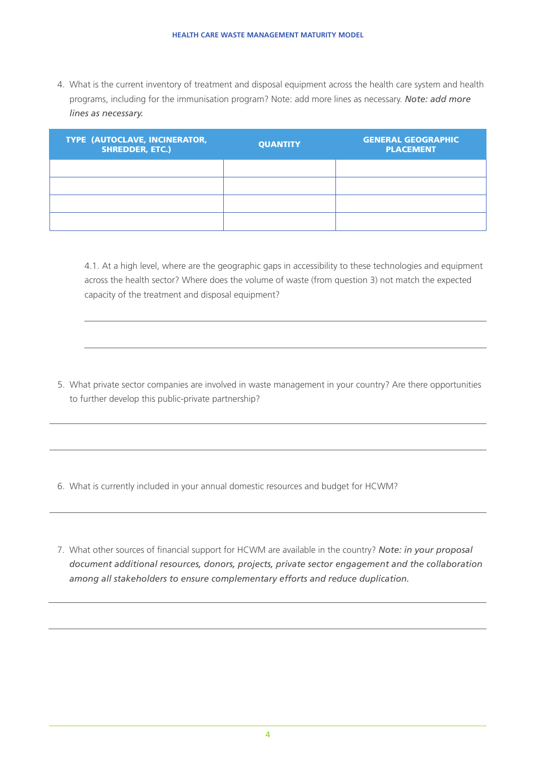4. What is the current inventory of treatment and disposal equipment across the health care system and health programs, including for the immunisation program? Note: add more lines as necessary. ***Note: add more lines as necessary.***

| TYPE (AUTOCLAVE, INCINERATOR, SHREDDER, ETC.) | QUANTITY | GENERAL GEOGRAPHIC PLACEMENT |
|---|---|---|
| | | |
| | | |
| | | |
| | | |

4.1. At a high level, where are the geographic gaps in accessibility to these technologies and equipment across the health sector? Where does the volume of waste (from question 3) not match the expected capacity of the treatment and disposal equipment?

5. What private sector companies are involved in waste management in your country? Are there opportunities to further develop this public-private partnership?

6. What is currently included in your annual domestic resources and budget for HCWM?

7. What other sources of financial support for HCWM are available in the country? ***Note: in your proposal document additional resources, donors, projects, private sector engagement and the collaboration among all stakeholders to ensure complementary efforts and reduce duplication.***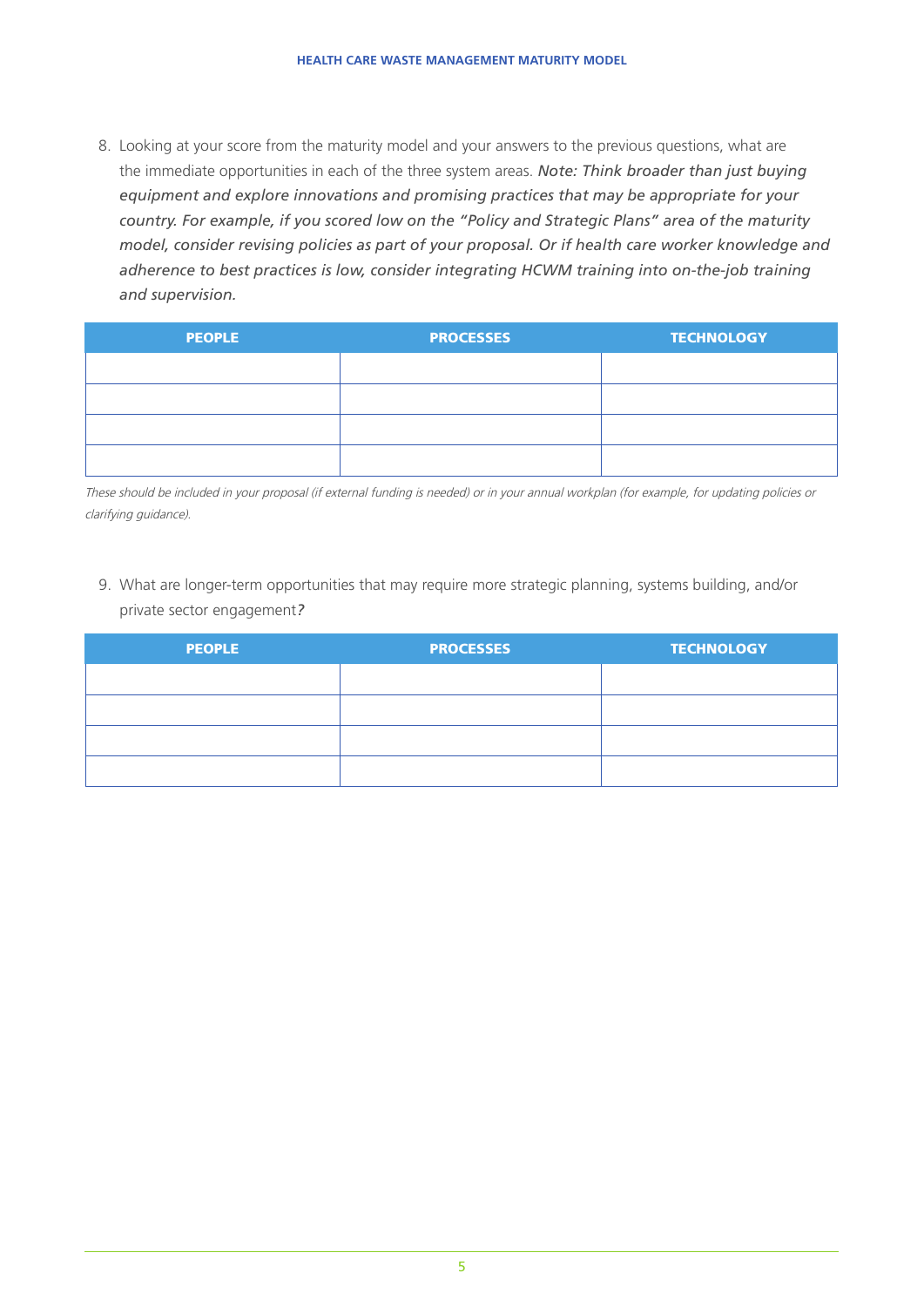8. Looking at your score from the maturity model and your answers to the previous questions, what are the immediate opportunities in each of the three system areas. *Note: Think broader than just buying equipment and explore innovations and promising practices that may be appropriate for your country. For example, if you scored low on the "Policy and Strategic Plans" area of the maturity model, consider revising policies as part of your proposal. Or if health care worker knowledge and adherence to best practices is low, consider integrating HCWM training into on-the-job training and supervision.*

| PEOPLE | PROCESSES | TECHNOLOGY |
|---|---|---|
| | | |
| | | |
| | | |
| | | |

*These should be included in your proposal (if external funding is needed) or in your annual workplan (for example, for updating policies or clarifying guidance).*

9. What are longer-term opportunities that may require more strategic planning, systems building, and/or private sector engagement?

| PEOPLE | PROCESSES | TECHNOLOGY |
|---|---|---|
| | | |
| | | |
| | | |
| | | |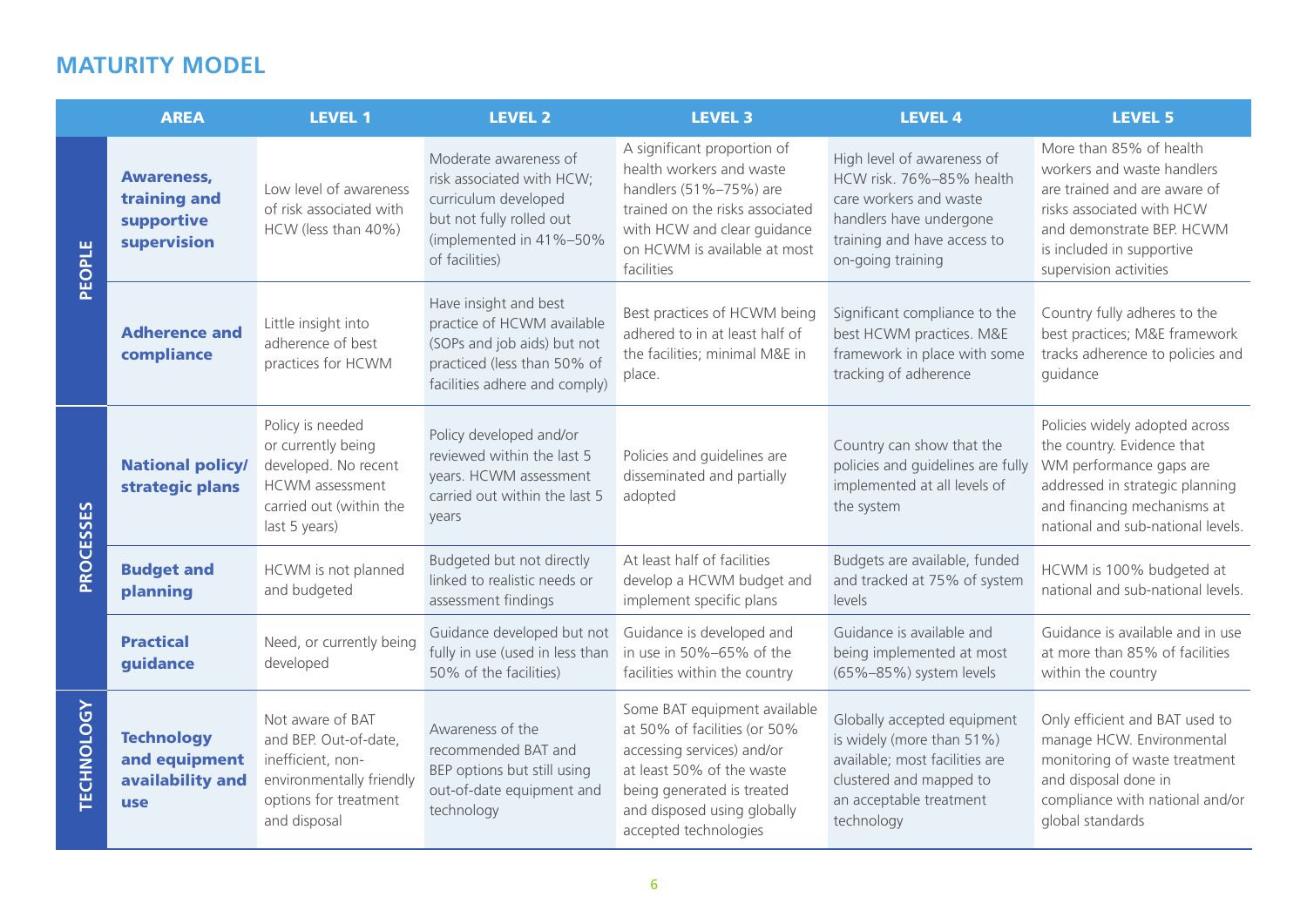## MATURITY MODEL

| | AREA | LEVEL 1 | LEVEL 2 | LEVEL 3 | LEVEL 4 | LEVEL 5 |
|---|---|---|---|---|---|---|
| PEOPLE | **Awareness, training and supportive supervision** | Low level of awareness of risk associated with HCW (less than 40%) | Moderate awareness of risk associated with HCW; curriculum developed but not fully rolled out (implemented in 41%–50% of facilities) | A significant proportion of health workers and waste handlers (51%–75%) are trained on the risks associated with HCW and clear guidance on HCWM is available at most facilities | High level of awareness of HCW risk. 76%–85% health care workers and waste handlers have undergone training and have access to on-going training | More than 85% of health workers and waste handlers are trained and are aware of risks associated with HCW and demonstrate BEP. HCWM is included in supportive supervision activities |
| | **Adherence and compliance** | Little insight into adherence of best practices for HCWM | Have insight and best practice of HCWM available (SOPs and job aids) but not practiced (less than 50% of facilities adhere and comply) | Best practices of HCWM being adhered to in at least half of the facilities; minimal M&E in place. | Significant compliance to the best HCWM practices. M&E framework in place with some tracking of adherence | Country fully adheres to the best practices; M&E framework tracks adherence to policies and guidance |
| PROCESSES | **National policy/ strategic plans** | Policy is needed or currently being developed. No recent HCWM assessment carried out (within the last 5 years) | Policy developed and/or reviewed within the last 5 years. HCWM assessment carried out within the last 5 years | Policies and guidelines are disseminated and partially adopted | Country can show that the policies and guidelines are fully implemented at all levels of the system | Policies widely adopted across the country. Evidence that WM performance gaps are addressed in strategic planning and financing mechanisms at national and sub-national levels. |
| | **Budget and planning** | HCWM is not planned and budgeted | Budgeted but not directly linked to realistic needs or assessment findings | At least half of facilities develop a HCWM budget and implement specific plans | Budgets are available, funded and tracked at 75% of system levels | HCWM is 100% budgeted at national and sub-national levels. |
| | **Practical guidance** | Need, or currently being developed | Guidance developed but not fully in use (used in less than 50% of the facilities) | Guidance is developed and in use in 50%–65% of the facilities within the country | Guidance is available and being implemented at most (65%–85%) system levels | Guidance is available and in use at more than 85% of facilities within the country |
| TECHNOLOGY | **Technology and equipment availability and use** | Not aware of BAT and BEP. Out-of-date, inefficient, non-environmentally friendly options for treatment and disposal | Awareness of the recommended BAT and BEP options but still using out-of-date equipment and technology | Some BAT equipment available at 50% of facilities (or 50% accessing services) and/or at least 50% of the waste being generated is treated and disposed using globally accepted technologies | Globally accepted equipment is widely (more than 51%) available; most facilities are clustered and mapped to an acceptable treatment technology | Only efficient and BAT used to manage HCW. Environmental monitoring of waste treatment and disposal done in compliance with national and/or global standards |